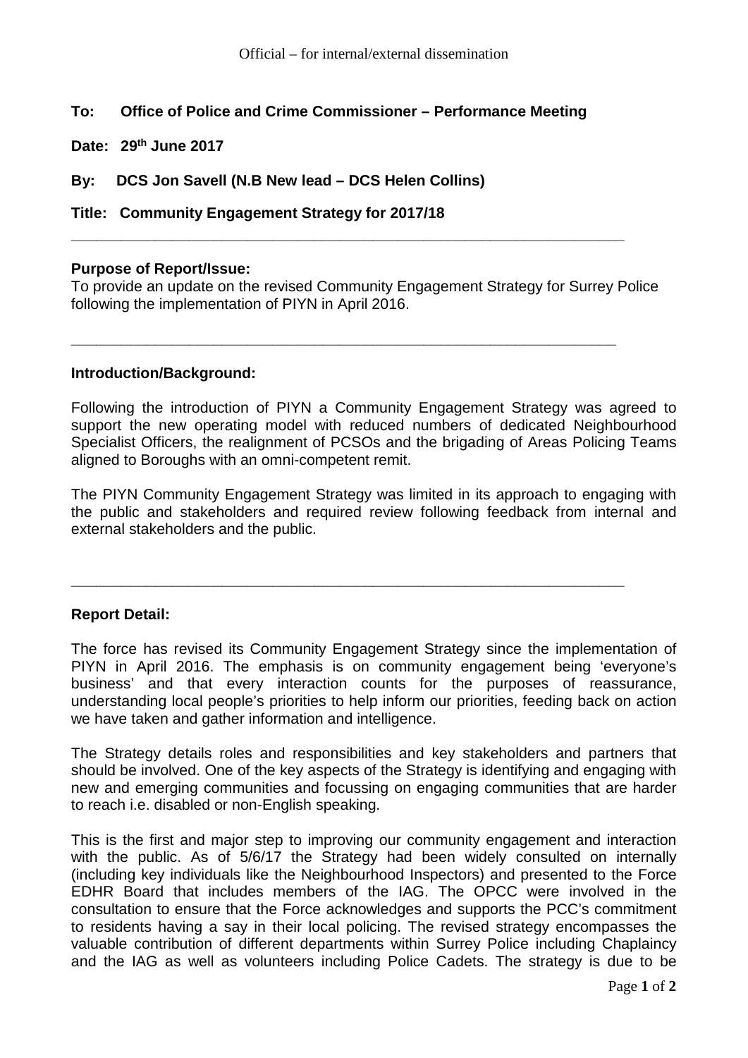**To: Office of Police and Crime Commissioner – Performance Meeting**

**Date: 29th June 2017**

**By: DCS Jon Savell (N.B New lead – DCS Helen Collins)**

**Title: Community Engagement Strategy for 2017/18**

---

**Purpose of Report/Issue:**

To provide an update on the revised Community Engagement Strategy for Surrey Police following the implementation of PIYN in April 2016.

---

**Introduction/Background:**

Following the introduction of PIYN a Community Engagement Strategy was agreed to support the new operating model with reduced numbers of dedicated Neighbourhood Specialist Officers, the realignment of PCSOs and the brigading of Areas Policing Teams aligned to Boroughs with an omni-competent remit.

The PIYN Community Engagement Strategy was limited in its approach to engaging with the public and stakeholders and required review following feedback from internal and external stakeholders and the public.

---

**Report Detail:**

The force has revised its Community Engagement Strategy since the implementation of PIYN in April 2016. The emphasis is on community engagement being 'everyone's business' and that every interaction counts for the purposes of reassurance, understanding local people's priorities to help inform our priorities, feeding back on action we have taken and gather information and intelligence.

The Strategy details roles and responsibilities and key stakeholders and partners that should be involved. One of the key aspects of the Strategy is identifying and engaging with new and emerging communities and focussing on engaging communities that are harder to reach i.e. disabled or non-English speaking.

This is the first and major step to improving our community engagement and interaction with the public. As of 5/6/17 the Strategy had been widely consulted on internally (including key individuals like the Neighbourhood Inspectors) and presented to the Force EDHR Board that includes members of the IAG. The OPCC were involved in the consultation to ensure that the Force acknowledges and supports the PCC's commitment to residents having a say in their local policing. The revised strategy encompasses the valuable contribution of different departments within Surrey Police including Chaplaincy and the IAG as well as volunteers including Police Cadets. The strategy is due to be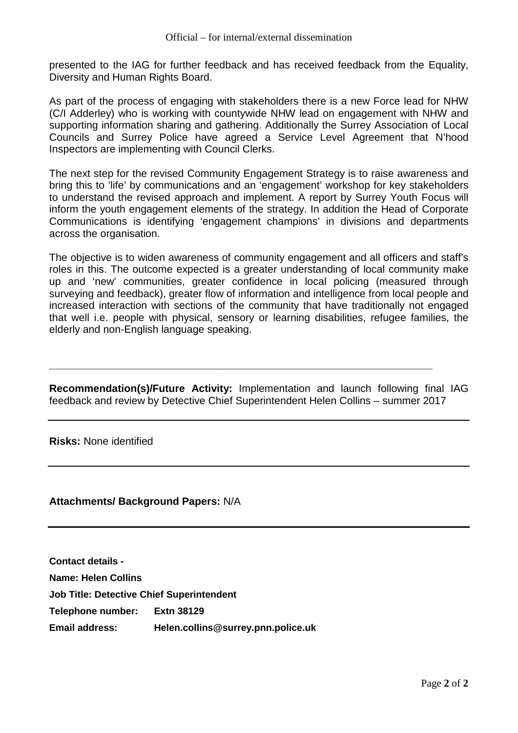presented to the IAG for further feedback and has received feedback from the Equality, Diversity and Human Rights Board.

As part of the process of engaging with stakeholders there is a new Force lead for NHW (C/I Adderley) who is working with countywide NHW lead on engagement with NHW and supporting information sharing and gathering. Additionally the Surrey Association of Local Councils and Surrey Police have agreed a Service Level Agreement that N'hood Inspectors are implementing with Council Clerks.

The next step for the revised Community Engagement Strategy is to raise awareness and bring this to 'life' by communications and an 'engagement' workshop for key stakeholders to understand the revised approach and implement. A report by Surrey Youth Focus will inform the youth engagement elements of the strategy. In addition the Head of Corporate Communications is identifying 'engagement champions' in divisions and departments across the organisation.

The objective is to widen awareness of community engagement and all officers and staff's roles in this. The outcome expected is a greater understanding of local community make up and 'new' communities, greater confidence in local policing (measured through surveying and feedback), greater flow of information and intelligence from local people and increased interaction with sections of the community that have traditionally not engaged that well i.e. people with physical, sensory or learning disabilities, refugee families, the elderly and non-English language speaking.

---

**Recommendation(s)/Future Activity:** Implementation and launch following final IAG feedback and review by Detective Chief Superintendent Helen Collins – summer 2017

---

**Risks:** None identified

---

**Attachments/ Background Papers:** N/A

---

**Contact details -**

**Name: Helen Collins**

**Job Title: Detective Chief Superintendent**

**Telephone number:** **Extn 38129**

**Email address:** **Helen.collins@surrey.pnn.police.uk**